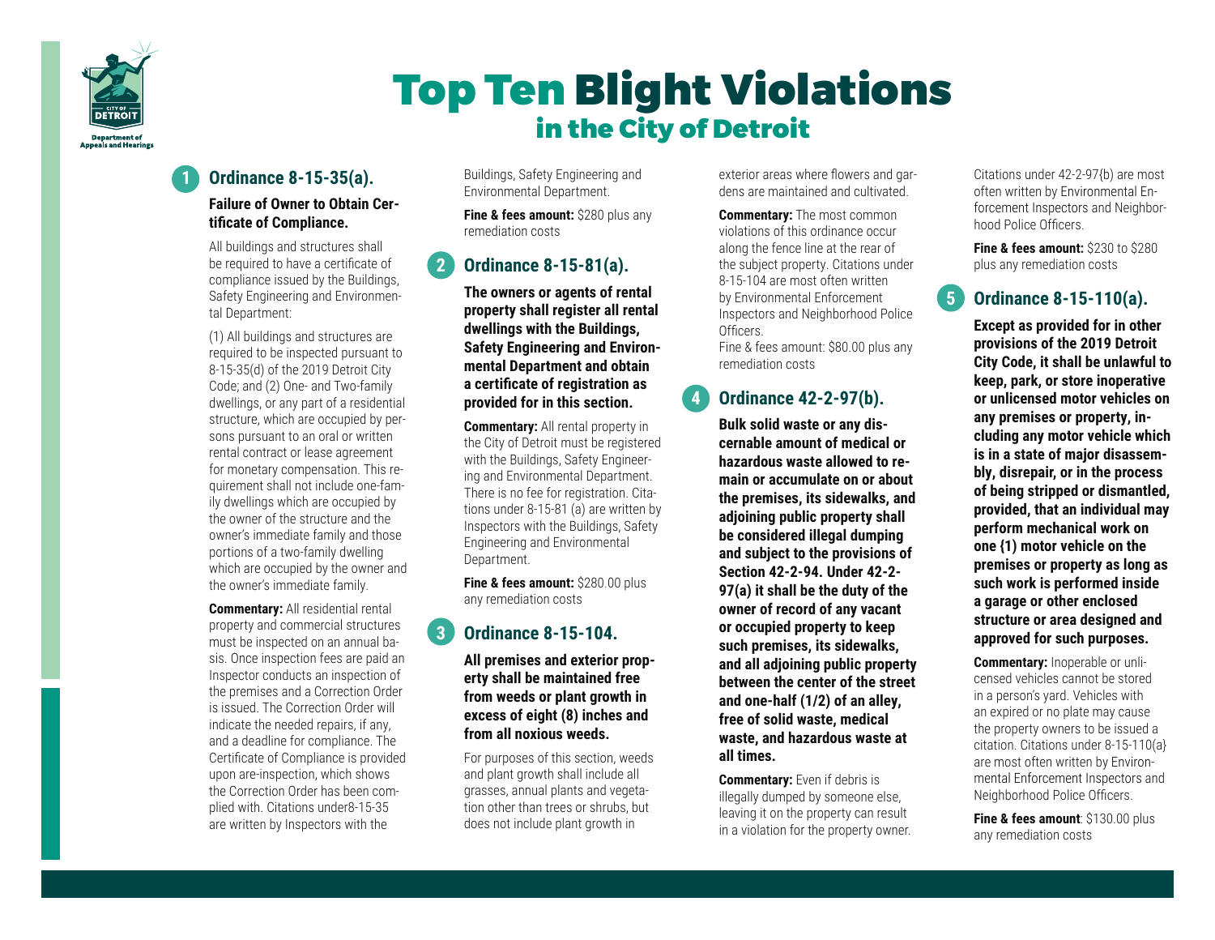Department of Appeals and Hearings

# Top Ten Blight Violations in the City of Detroit

## 1 Ordinance 8-15-35(a).

**Failure of Owner to Obtain Certificate of Compliance.**

All buildings and structures shall be required to have a certificate of compliance issued by the Buildings, Safety Engineering and Environmental Department:

(1) All buildings and structures are required to be inspected pursuant to 8-15-35(d) of the 2019 Detroit City Code; and (2) One- and Two-family dwellings, or any part of a residential structure, which are occupied by persons pursuant to an oral or written rental contract or lease agreement for monetary compensation. This requirement shall not include one-family dwellings which are occupied by the owner of the structure and the owner's immediate family and those portions of a two-family dwelling which are occupied by the owner and the owner's immediate family.

**Commentary:** All residential rental property and commercial structures must be inspected on an annual basis. Once inspection fees are paid an Inspector conducts an inspection of the premises and a Correction Order is issued. The Correction Order will indicate the needed repairs, if any, and a deadline for compliance. The Certificate of Compliance is provided upon are-inspection, which shows the Correction Order has been complied with. Citations under8-15-35 are written by Inspectors with the Buildings, Safety Engineering and Environmental Department.

**Fine & fees amount:** $280 plus any remediation costs

## 2 Ordinance 8-15-81(a).

**The owners or agents of rental property shall register all rental dwellings with the Buildings, Safety Engineering and Environmental Department and obtain a certificate of registration as provided for in this section.**

**Commentary:** All rental property in the City of Detroit must be registered with the Buildings, Safety Engineering and Environmental Department. There is no fee for registration. Citations under 8-15-81 (a) are written by Inspectors with the Buildings, Safety Engineering and Environmental Department.

**Fine & fees amount:** $280.00 plus any remediation costs

## 3 Ordinance 8-15-104.

**All premises and exterior property shall be maintained free from weeds or plant growth in excess of eight (8) inches and from all noxious weeds.**

For purposes of this section, weeds and plant growth shall include all grasses, annual plants and vegetation other than trees or shrubs, but does not include plant growth in exterior areas where flowers and gardens are maintained and cultivated.

**Commentary:** The most common violations of this ordinance occur along the fence line at the rear of the subject property. Citations under 8-15-104 are most often written by Environmental Enforcement Inspectors and Neighborhood Police Officers.

Fine & fees amount: $80.00 plus any remediation costs

## 4 Ordinance 42-2-97(b).

**Bulk solid waste or any discernable amount of medical or hazardous waste allowed to remain or accumulate on or about the premises, its sidewalks, and adjoining public property shall be considered illegal dumping and subject to the provisions of Section 42-2-94. Under 42-2-97(a) it shall be the duty of the owner of record of any vacant or occupied property to keep such premises, its sidewalks, and all adjoining public property between the center of the street and one-half (1/2) of an alley, free of solid waste, medical waste, and hazardous waste at all times.**

**Commentary:** Even if debris is illegally dumped by someone else, leaving it on the property can result in a violation for the property owner. Citations under 42-2-97(b) are most often written by Environmental Enforcement Inspectors and Neighborhood Police Officers.

**Fine & fees amount:** $230 to $280 plus any remediation costs

## 5 Ordinance 8-15-110(a).

**Except as provided for in other provisions of the 2019 Detroit City Code, it shall be unlawful to keep, park, or store inoperative or unlicensed motor vehicles on any premises or property, including any motor vehicle which is in a state of major disassembly, disrepair, or in the process of being stripped or dismantled, provided, that an individual may perform mechanical work on one (1) motor vehicle on the premises or property as long as such work is performed inside a garage or other enclosed structure or area designed and approved for such purposes.**

**Commentary:** Inoperable or unlicensed vehicles cannot be stored in a person's yard. Vehicles with an expired or no plate may cause the property owners to be issued a citation. Citations under 8-15-110(a} are most often written by Environmental Enforcement Inspectors and Neighborhood Police Officers.

**Fine & fees amount**: $130.00 plus any remediation costs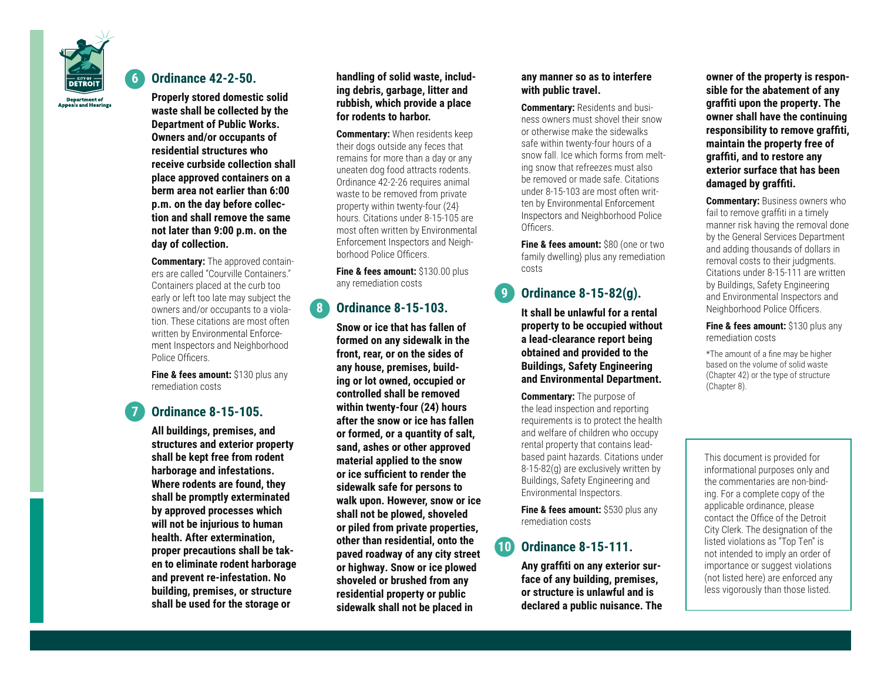## 6 Ordinance 42-2-50.

**Properly stored domestic solid waste shall be collected by the Department of Public Works. Owners and/or occupants of residential structures who receive curbside collection shall place approved containers on a berm area not earlier than 6:00 p.m. on the day before collection and shall remove the same not later than 9:00 p.m. on the day of collection.**

**Commentary:** The approved containers are called "Courville Containers." Containers placed at the curb too early or left too late may subject the owners and/or occupants to a violation. These citations are most often written by Environmental Enforcement Inspectors and Neighborhood Police Officers.

**Fine & fees amount:** $130 plus any remediation costs

## 7 Ordinance 8-15-105.

**All buildings, premises, and structures and exterior property shall be kept free from rodent harborage and infestations. Where rodents are found, they shall be promptly exterminated by approved processes which will not be injurious to human health. After extermination, proper precautions shall be taken to eliminate rodent harborage and prevent re-infestation. No building, premises, or structure shall be used for the storage or handling of solid waste, including debris, garbage, litter and rubbish, which provide a place for rodents to harbor.**

**Commentary:** When residents keep their dogs outside any feces that remains for more than a day or any uneaten dog food attracts rodents. Ordinance 42-2-26 requires animal waste to be removed from private property within twenty-four (24} hours. Citations under 8-15-105 are most often written by Environmental Enforcement Inspectors and Neighborhood Police Officers.

**Fine & fees amount:** $130.00 plus any remediation costs

## 8 Ordinance 8-15-103.

**Snow or ice that has fallen of formed on any sidewalk in the front, rear, or on the sides of any house, premises, building or lot owned, occupied or controlled shall be removed within twenty-four (24) hours after the snow or ice has fallen or formed, or a quantity of salt, sand, ashes or other approved material applied to the snow or ice sufficient to render the sidewalk safe for persons to walk upon. However, snow or ice shall not be plowed, shoveled or piled from private properties, other than residential, onto the paved roadway of any city street or highway. Snow or ice plowed shoveled or brushed from any residential property or public sidewalk shall not be placed in any manner so as to interfere with public travel.**

**Commentary:** Residents and business owners must shovel their snow or otherwise make the sidewalks safe within twenty-four hours of a snow fall. Ice which forms from melting snow that refreezes must also be removed or made safe. Citations under 8-15-103 are most often written by Environmental Enforcement Inspectors and Neighborhood Police Officers.

**Fine & fees amount:** $80 (one or two family dwelling} plus any remediation costs

## 9 Ordinance 8-15-82(g).

**It shall be unlawful for a rental property to be occupied without a lead-clearance report being obtained and provided to the Buildings, Safety Engineering and Environmental Department.**

**Commentary:** The purpose of the lead inspection and reporting requirements is to protect the health and welfare of children who occupy rental property that contains lead-based paint hazards. Citations under 8-15-82(g} are exclusively written by Buildings, Safety Engineering and Environmental Inspectors.

**Fine & fees amount:** $530 plus any remediation costs

## 10 Ordinance 8-15-111.

**Any graffiti on any exterior surface of any building, premises, or structure is unlawful and is declared a public nuisance. The owner of the property is responsible for the abatement of any graffiti upon the property. The owner shall have the continuing responsibility to remove graffiti, maintain the property free of graffiti, and to restore any exterior surface that has been damaged by graffiti.**

**Commentary:** Business owners who fail to remove graffiti in a timely manner risk having the removal done by the General Services Department and adding thousands of dollars in removal costs to their judgments. Citations under 8-15-111 are written by Buildings, Safety Engineering and Environmental Inspectors and Neighborhood Police Officers.

**Fine & fees amount:** $130 plus any remediation costs

*The amount of a fine may be higher based on the volume of solid waste (Chapter 42) or the type of structure (Chapter 8).

This document is provided for informational purposes only and the commentaries are non-binding. For a complete copy of the applicable ordinance, please contact the Office of the Detroit City Clerk. The designation of the listed violations as "Top Ten" is not intended to imply an order of importance or suggest violations (not listed here) are enforced any less vigorously than those listed.